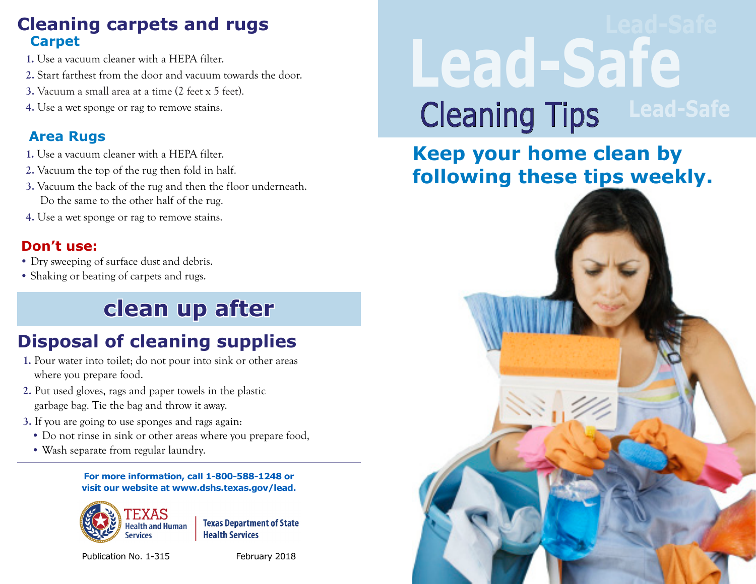# Lead-Safe Cleaning Tips

**Keep your home clean by following these tips weekly.**

## Cleaning carpets and rugs

### Carpet

1. Use a vacuum cleaner with a HEPA filter.
2. Start farthest from the door and vacuum towards the door.
3. Vacuum a small area at a time (2 feet x 5 feet).
4. Use a wet sponge or rag to remove stains.

### Area Rugs

1. Use a vacuum cleaner with a HEPA filter.
2. Vacuum the top of the rug then fold in half.
3. Vacuum the back of the rug and then the floor underneath. Do the same to the other half of the rug.
4. Use a wet sponge or rag to remove stains.

### Don't use:

- Dry sweeping of surface dust and debris.
- Shaking or beating of carpets and rugs.

## clean up after

### Disposal of cleaning supplies

1. Pour water into toilet; do not pour into sink or other areas where you prepare food.
2. Put used gloves, rags and paper towels in the plastic garbage bag. Tie the bag and throw it away.
3. If you are going to use sponges and rags again:
   - Do not rinse in sink or other areas where you prepare food,
   - Wash separate from regular laundry.

**For more information, call 1-800-588-1248 or visit our website at www.dshs.texas.gov/lead.**

TEXAS Health and Human Services | Texas Department of State Health Services

Publication No. 1-315 February 2018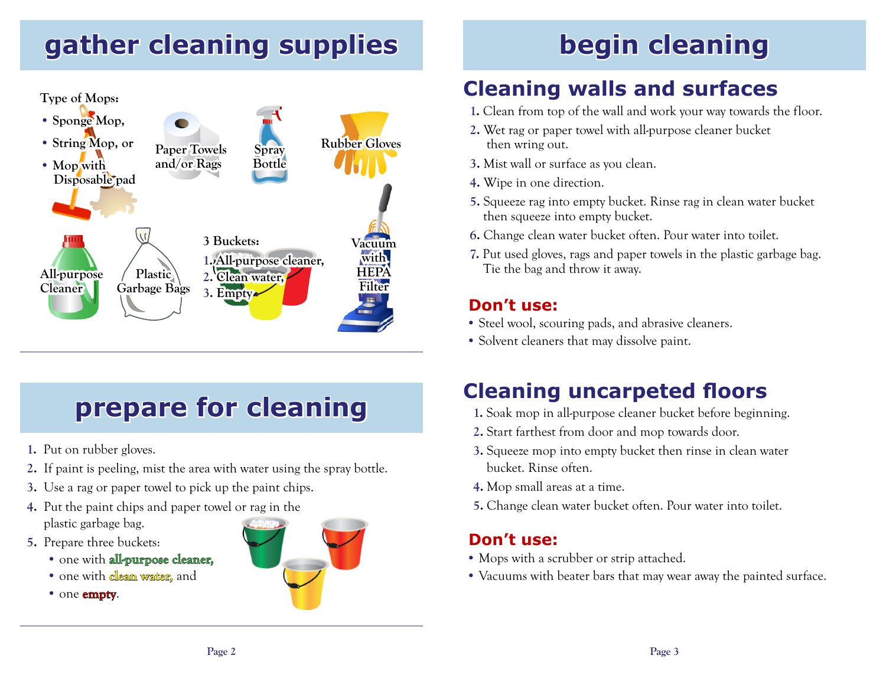# gather cleaning supplies

Type of Mops:

- Sponge Mop,
- String Mop, or
- Mop with Disposable pad

Paper Towels and/or Rags

Spray Bottle

Rubber Gloves

All-purpose Cleaner

Plastic Garbage Bags

3 Buckets:

1. All-purpose cleaner,
2. Clean water,
3. Empty

Vacuum with HEPA Filter

# prepare for cleaning

1. Put on rubber gloves.
2. If paint is peeling, mist the area with water using the spray bottle.
3. Use a rag or paper towel to pick up the paint chips.
4. Put the paint chips and paper towel or rag in the plastic garbage bag.
5. Prepare three buckets:
   - one with all-purpose cleaner,
   - one with clean water, and
   - one empty.

# begin cleaning

## Cleaning walls and surfaces

1. Clean from top of the wall and work your way towards the floor.
2. Wet rag or paper towel with all-purpose cleaner bucket then wring out.
3. Mist wall or surface as you clean.
4. Wipe in one direction.
5. Squeeze rag into empty bucket. Rinse rag in clean water bucket then squeeze into empty bucket.
6. Change clean water bucket often. Pour water into toilet.
7. Put used gloves, rags and paper towels in the plastic garbage bag. Tie the bag and throw it away.

### Don't use:

- Steel wool, scouring pads, and abrasive cleaners.
- Solvent cleaners that may dissolve paint.

## Cleaning uncarpeted floors

1. Soak mop in all-purpose cleaner bucket before beginning.
2. Start farthest from door and mop towards door.
3. Squeeze mop into empty bucket then rinse in clean water bucket. Rinse often.
4. Mop small areas at a time.
5. Change clean water bucket often. Pour water into toilet.

### Don't use:

- Mops with a scrubber or strip attached.
- Vacuums with beater bars that may wear away the painted surface.